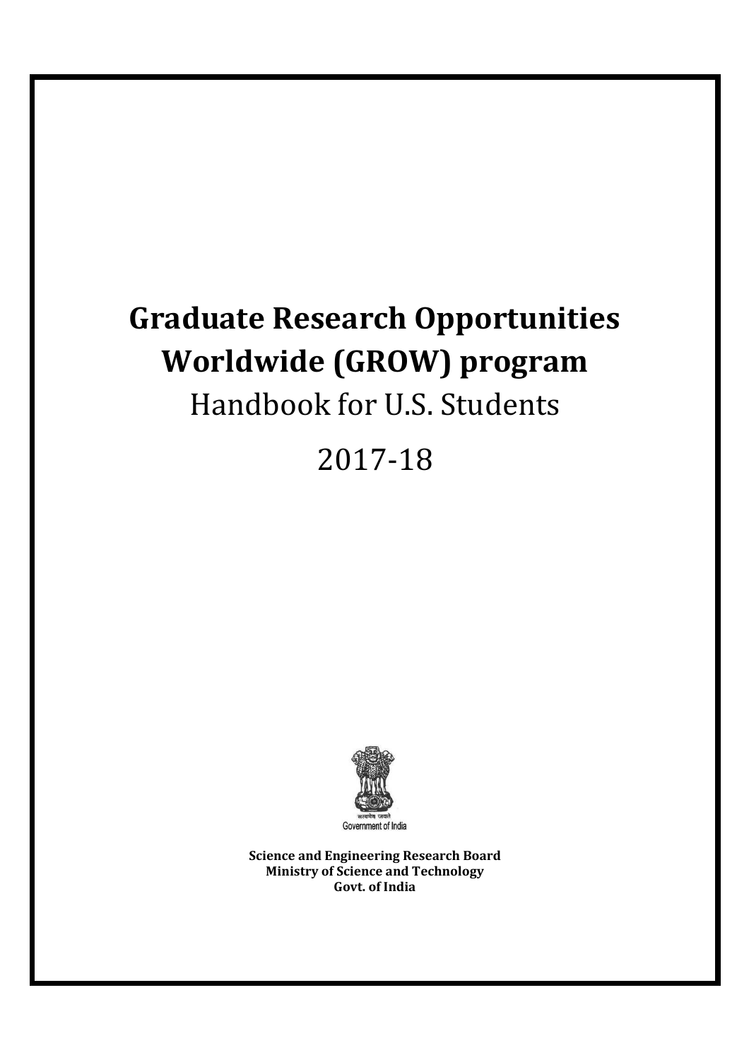# Graduate Research Opportunities Worldwide (GROW) program

Handbook for U.S. Students

2017-18

सत्यमेव जयते

Government of India

**Science and Engineering Research Board**
**Ministry of Science and Technology**
**Govt. of India**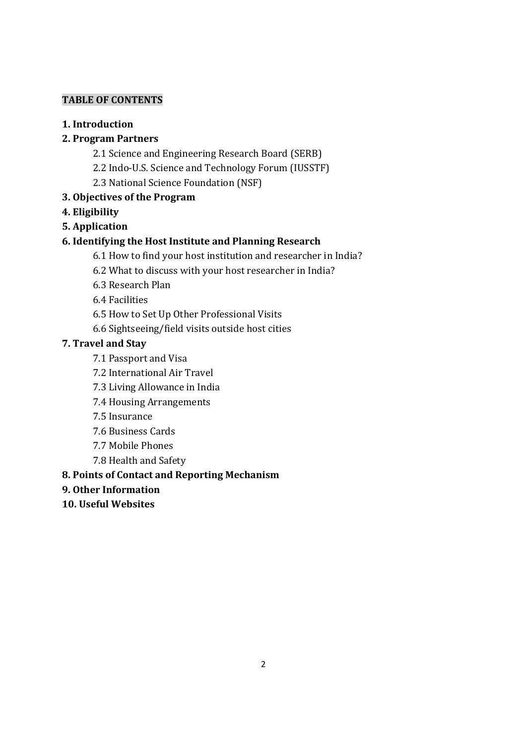## TABLE OF CONTENTS

**1. Introduction**

**2. Program Partners**

- 2.1 Science and Engineering Research Board (SERB)
- 2.2 Indo-U.S. Science and Technology Forum (IUSSTF)
- 2.3 National Science Foundation (NSF)

**3. Objectives of the Program**

**4. Eligibility**

**5. Application**

**6. Identifying the Host Institute and Planning Research**

- 6.1 How to find your host institution and researcher in India?
- 6.2 What to discuss with your host researcher in India?
- 6.3 Research Plan
- 6.4 Facilities
- 6.5 How to Set Up Other Professional Visits
- 6.6 Sightseeing/field visits outside host cities

**7. Travel and Stay**

- 7.1 Passport and Visa
- 7.2 International Air Travel
- 7.3 Living Allowance in India
- 7.4 Housing Arrangements
- 7.5 Insurance
- 7.6 Business Cards
- 7.7 Mobile Phones
- 7.8 Health and Safety

**8. Points of Contact and Reporting Mechanism**

**9. Other Information**

**10. Useful Websites**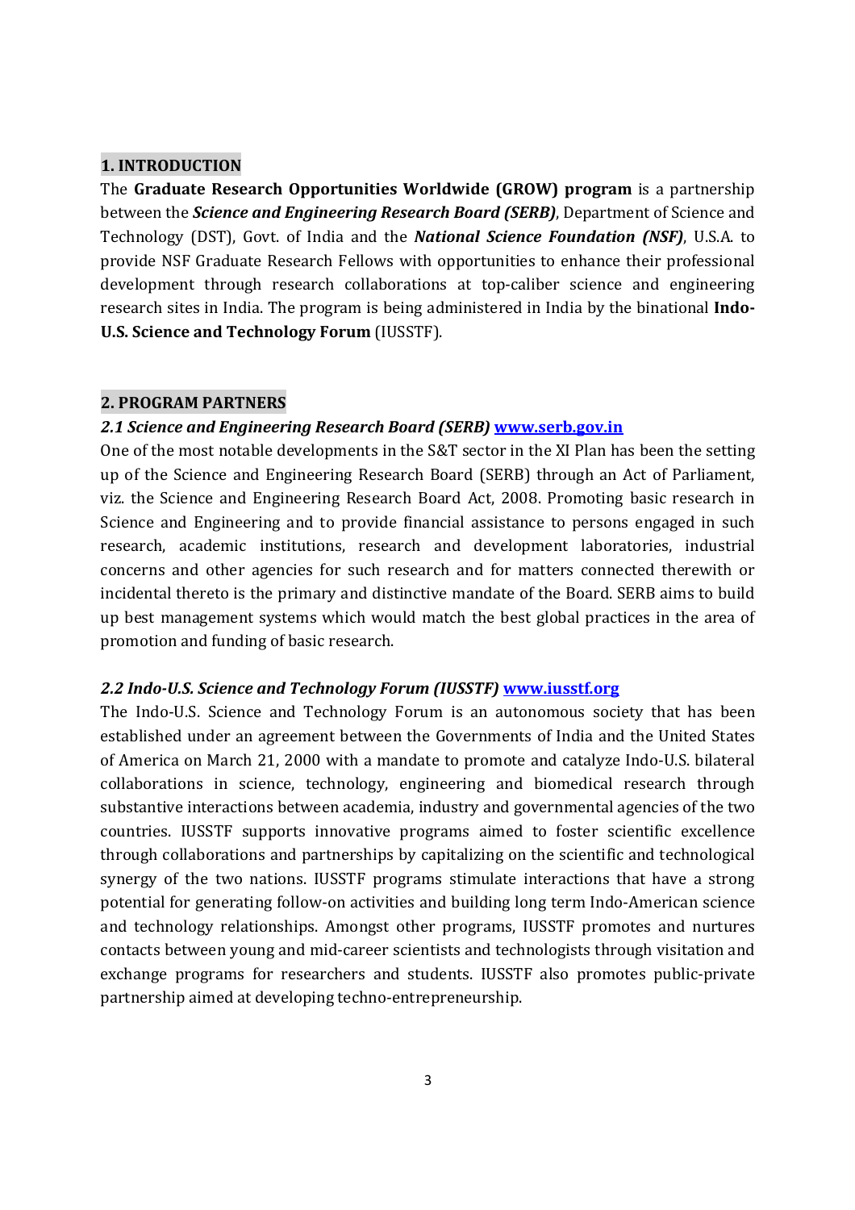## 1. INTRODUCTION

The **Graduate Research Opportunities Worldwide (GROW) program** is a partnership between the ***Science and Engineering Research Board (SERB)***, Department of Science and Technology (DST), Govt. of India and the ***National Science Foundation (NSF)***, U.S.A. to provide NSF Graduate Research Fellows with opportunities to enhance their professional development through research collaborations at top-caliber science and engineering research sites in India. The program is being administered in India by the binational **Indo-U.S. Science and Technology Forum** (IUSSTF).

## 2. PROGRAM PARTNERS

### *2.1 Science and Engineering Research Board (SERB)* [www.serb.gov.in](http://www.serb.gov.in)

One of the most notable developments in the S&T sector in the XI Plan has been the setting up of the Science and Engineering Research Board (SERB) through an Act of Parliament, viz. the Science and Engineering Research Board Act, 2008. Promoting basic research in Science and Engineering and to provide financial assistance to persons engaged in such research, academic institutions, research and development laboratories, industrial concerns and other agencies for such research and for matters connected therewith or incidental thereto is the primary and distinctive mandate of the Board. SERB aims to build up best management systems which would match the best global practices in the area of promotion and funding of basic research.

### *2.2 Indo-U.S. Science and Technology Forum (IUSSTF)* [www.iusstf.org](http://www.iusstf.org)

The Indo-U.S. Science and Technology Forum is an autonomous society that has been established under an agreement between the Governments of India and the United States of America on March 21, 2000 with a mandate to promote and catalyze Indo-U.S. bilateral collaborations in science, technology, engineering and biomedical research through substantive interactions between academia, industry and governmental agencies of the two countries. IUSSTF supports innovative programs aimed to foster scientific excellence through collaborations and partnerships by capitalizing on the scientific and technological synergy of the two nations. IUSSTF programs stimulate interactions that have a strong potential for generating follow-on activities and building long term Indo-American science and technology relationships. Amongst other programs, IUSSTF promotes and nurtures contacts between young and mid-career scientists and technologists through visitation and exchange programs for researchers and students. IUSSTF also promotes public-private partnership aimed at developing techno-entrepreneurship.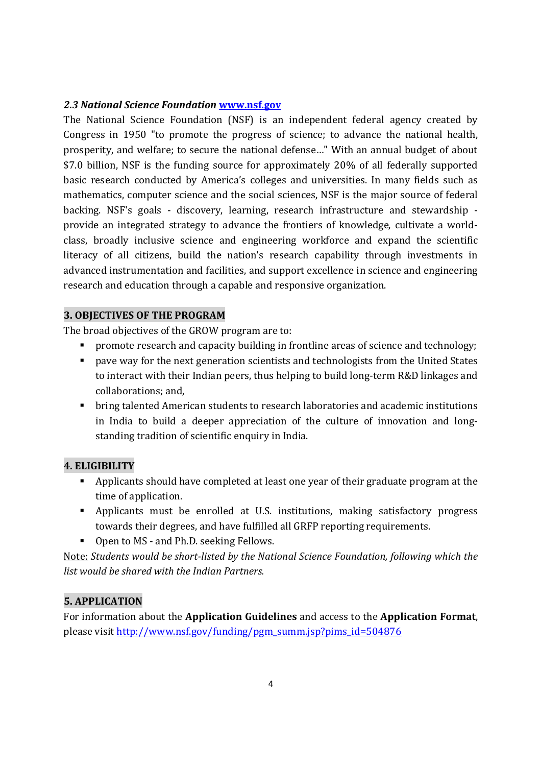### *2.3 National Science Foundation* [www.nsf.gov](http://www.nsf.gov)

The National Science Foundation (NSF) is an independent federal agency created by Congress in 1950 "to promote the progress of science; to advance the national health, prosperity, and welfare; to secure the national defense…" With an annual budget of about $7.0 billion, NSF is the funding source for approximately 20% of all federally supported basic research conducted by America's colleges and universities. In many fields such as mathematics, computer science and the social sciences, NSF is the major source of federal backing. NSF's goals - discovery, learning, research infrastructure and stewardship - provide an integrated strategy to advance the frontiers of knowledge, cultivate a world-class, broadly inclusive science and engineering workforce and expand the scientific literacy of all citizens, build the nation's research capability through investments in advanced instrumentation and facilities, and support excellence in science and engineering research and education through a capable and responsive organization.

## 3. OBJECTIVES OF THE PROGRAM

The broad objectives of the GROW program are to:

- promote research and capacity building in frontline areas of science and technology;
- pave way for the next generation scientists and technologists from the United States to interact with their Indian peers, thus helping to build long-term R&D linkages and collaborations; and,
- bring talented American students to research laboratories and academic institutions in India to build a deeper appreciation of the culture of innovation and long-standing tradition of scientific enquiry in India.

## 4. ELIGIBILITY

- Applicants should have completed at least one year of their graduate program at the time of application.
- Applicants must be enrolled at U.S. institutions, making satisfactory progress towards their degrees, and have fulfilled all GRFP reporting requirements.
- Open to MS - and Ph.D. seeking Fellows.

<u>Note:</u> *Students would be short-listed by the National Science Foundation, following which the list would be shared with the Indian Partners.*

## 5. APPLICATION

For information about the **Application Guidelines** and access to the **Application Format**, please visit [http://www.nsf.gov/funding/pgm_summ.jsp?pims_id=504876](http://www.nsf.gov/funding/pgm_summ.jsp?pims_id=504876)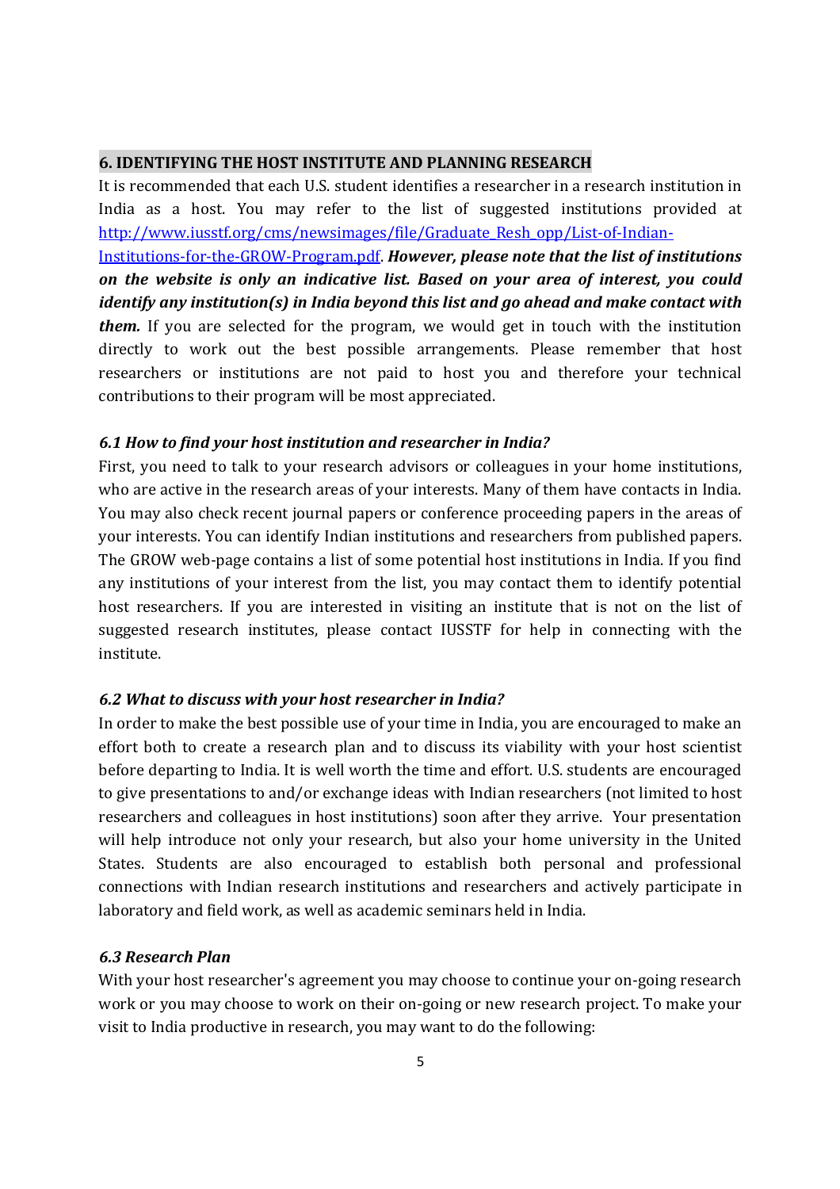## 6. IDENTIFYING THE HOST INSTITUTE AND PLANNING RESEARCH

It is recommended that each U.S. student identifies a researcher in a research institution in India as a host. You may refer to the list of suggested institutions provided at [http://www.iusstf.org/cms/newsimages/file/Graduate_Resh_opp/List-of-Indian-Institutions-for-the-GROW-Program.pdf](http://www.iusstf.org/cms/newsimages/file/Graduate_Resh_opp/List-of-Indian-Institutions-for-the-GROW-Program.pdf). ***However, please note that the list of institutions on the website is only an indicative list. Based on your area of interest, you could identify any institution(s) in India beyond this list and go ahead and make contact with them.*** If you are selected for the program, we would get in touch with the institution directly to work out the best possible arrangements. Please remember that host researchers or institutions are not paid to host you and therefore your technical contributions to their program will be most appreciated.

### *6.1 How to find your host institution and researcher in India?*

First, you need to talk to your research advisors or colleagues in your home institutions, who are active in the research areas of your interests. Many of them have contacts in India. You may also check recent journal papers or conference proceeding papers in the areas of your interests. You can identify Indian institutions and researchers from published papers. The GROW web-page contains a list of some potential host institutions in India. If you find any institutions of your interest from the list, you may contact them to identify potential host researchers. If you are interested in visiting an institute that is not on the list of suggested research institutes, please contact IUSSTF for help in connecting with the institute.

### *6.2 What to discuss with your host researcher in India?*

In order to make the best possible use of your time in India, you are encouraged to make an effort both to create a research plan and to discuss its viability with your host scientist before departing to India. It is well worth the time and effort. U.S. students are encouraged to give presentations to and/or exchange ideas with Indian researchers (not limited to host researchers and colleagues in host institutions) soon after they arrive. Your presentation will help introduce not only your research, but also your home university in the United States. Students are also encouraged to establish both personal and professional connections with Indian research institutions and researchers and actively participate in laboratory and field work, as well as academic seminars held in India.

### *6.3 Research Plan*

With your host researcher's agreement you may choose to continue your on-going research work or you may choose to work on their on-going or new research project. To make your visit to India productive in research, you may want to do the following: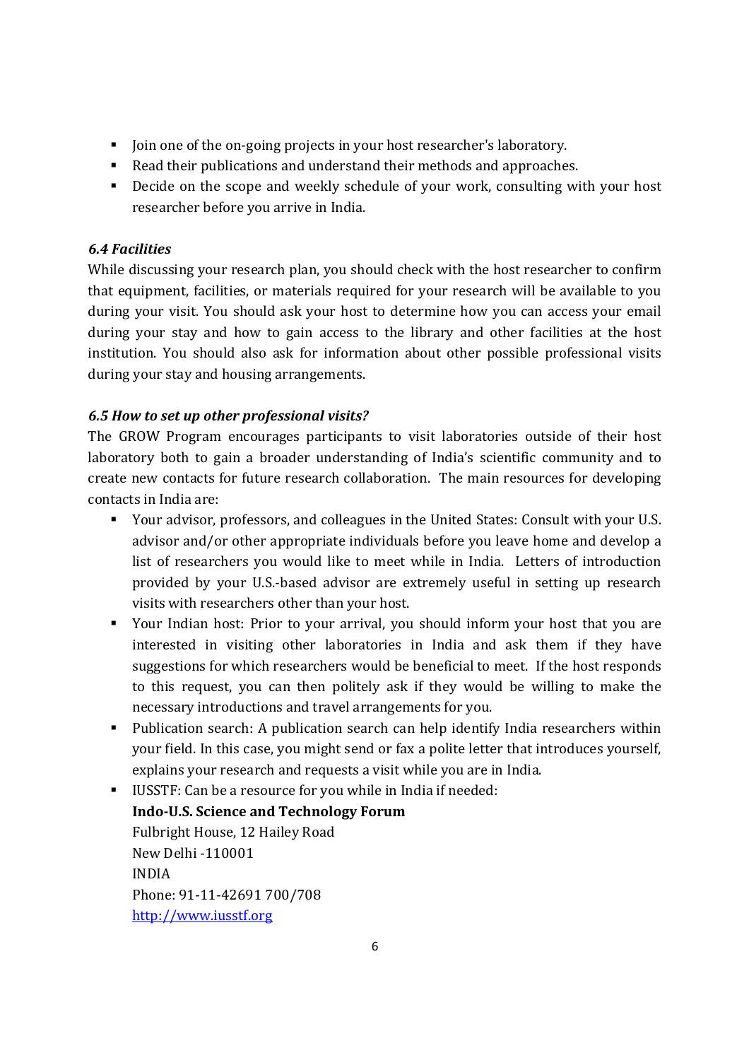- Join one of the on-going projects in your host researcher's laboratory.
- Read their publications and understand their methods and approaches.
- Decide on the scope and weekly schedule of your work, consulting with your host researcher before you arrive in India.

### *6.4 Facilities*

While discussing your research plan, you should check with the host researcher to confirm that equipment, facilities, or materials required for your research will be available to you during your visit. You should ask your host to determine how you can access your email during your stay and how to gain access to the library and other facilities at the host institution. You should also ask for information about other possible professional visits during your stay and housing arrangements.

### *6.5 How to set up other professional visits?*

The GROW Program encourages participants to visit laboratories outside of their host laboratory both to gain a broader understanding of India's scientific community and to create new contacts for future research collaboration. The main resources for developing contacts in India are:

- Your advisor, professors, and colleagues in the United States: Consult with your U.S. advisor and/or other appropriate individuals before you leave home and develop a list of researchers you would like to meet while in India. Letters of introduction provided by your U.S.-based advisor are extremely useful in setting up research visits with researchers other than your host.
- Your Indian host: Prior to your arrival, you should inform your host that you are interested in visiting other laboratories in India and ask them if they have suggestions for which researchers would be beneficial to meet. If the host responds to this request, you can then politely ask if they would be willing to make the necessary introductions and travel arrangements for you.
- Publication search: A publication search can help identify India researchers within your field. In this case, you might send or fax a polite letter that introduces yourself, explains your research and requests a visit while you are in India.
- IUSSTF: Can be a resource for you while in India if needed:
  **Indo-U.S. Science and Technology Forum**
  Fulbright House, 12 Hailey Road
  New Delhi -110001
  INDIA
  Phone: 91-11-42691 700/708
  [http://www.iusstf.org](http://www.iusstf.org)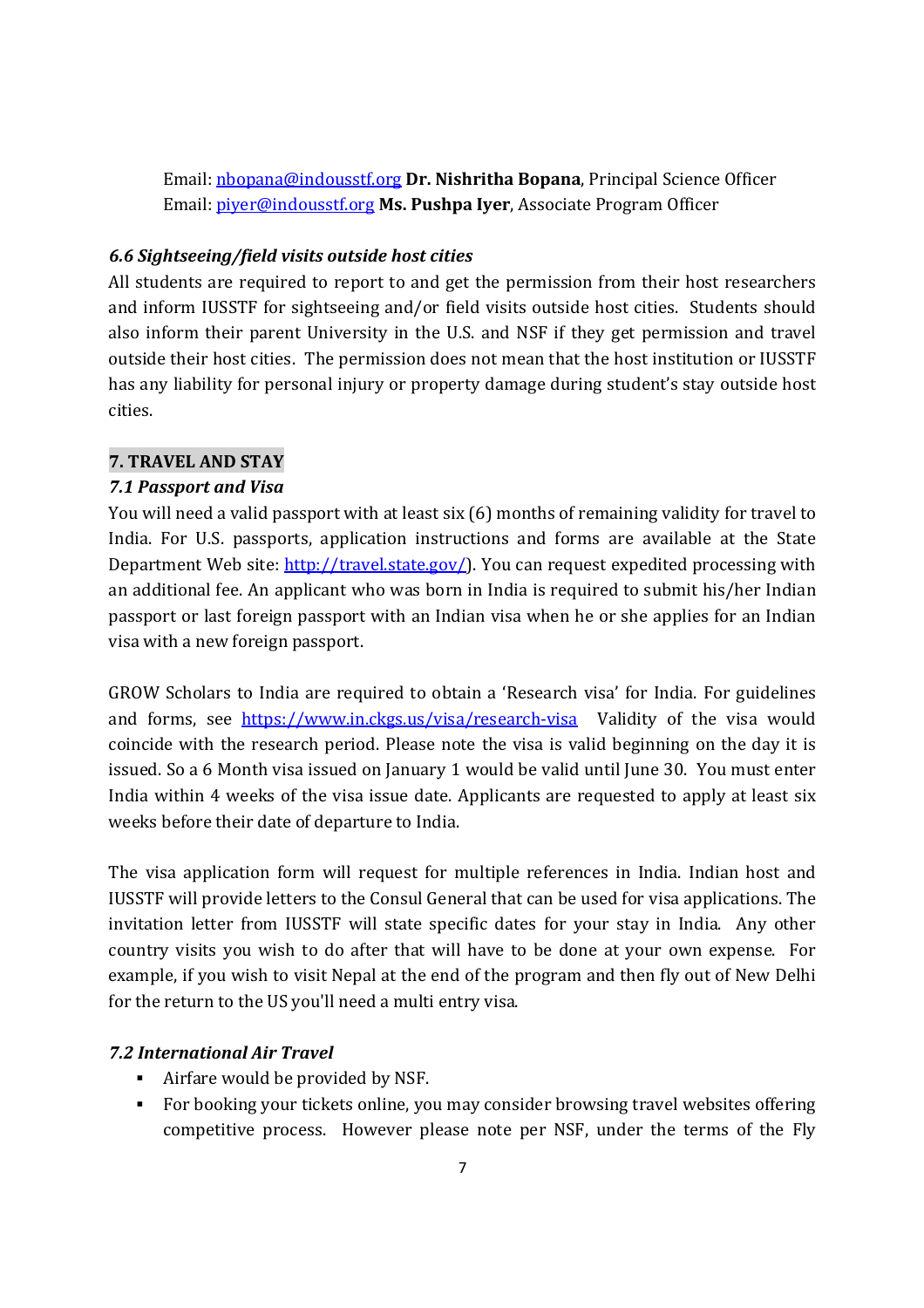Email: nbopana@indousstf.org **Dr. Nishritha Bopana**, Principal Science Officer
Email: piyer@indousstf.org **Ms. Pushpa Iyer**, Associate Program Officer

### *6.6 Sightseeing/field visits outside host cities*

All students are required to report to and get the permission from their host researchers and inform IUSSTF for sightseeing and/or field visits outside host cities. Students should also inform their parent University in the U.S. and NSF if they get permission and travel outside their host cities. The permission does not mean that the host institution or IUSSTF has any liability for personal injury or property damage during student's stay outside host cities.

## 7. TRAVEL AND STAY

### *7.1 Passport and Visa*

You will need a valid passport with at least six (6) months of remaining validity for travel to India. For U.S. passports, application instructions and forms are available at the State Department Web site: http://travel.state.gov/). You can request expedited processing with an additional fee. An applicant who was born in India is required to submit his/her Indian passport or last foreign passport with an Indian visa when he or she applies for an Indian visa with a new foreign passport.

GROW Scholars to India are required to obtain a 'Research visa' for India. For guidelines and forms, see https://www.in.ckgs.us/visa/research-visa Validity of the visa would coincide with the research period. Please note the visa is valid beginning on the day it is issued. So a 6 Month visa issued on January 1 would be valid until June 30. You must enter India within 4 weeks of the visa issue date. Applicants are requested to apply at least six weeks before their date of departure to India.

The visa application form will request for multiple references in India. Indian host and IUSSTF will provide letters to the Consul General that can be used for visa applications. The invitation letter from IUSSTF will state specific dates for your stay in India. Any other country visits you wish to do after that will have to be done at your own expense. For example, if you wish to visit Nepal at the end of the program and then fly out of New Delhi for the return to the US you'll need a multi entry visa.

### *7.2 International Air Travel*

- Airfare would be provided by NSF.
- For booking your tickets online, you may consider browsing travel websites offering competitive process. However please note per NSF, under the terms of the Fly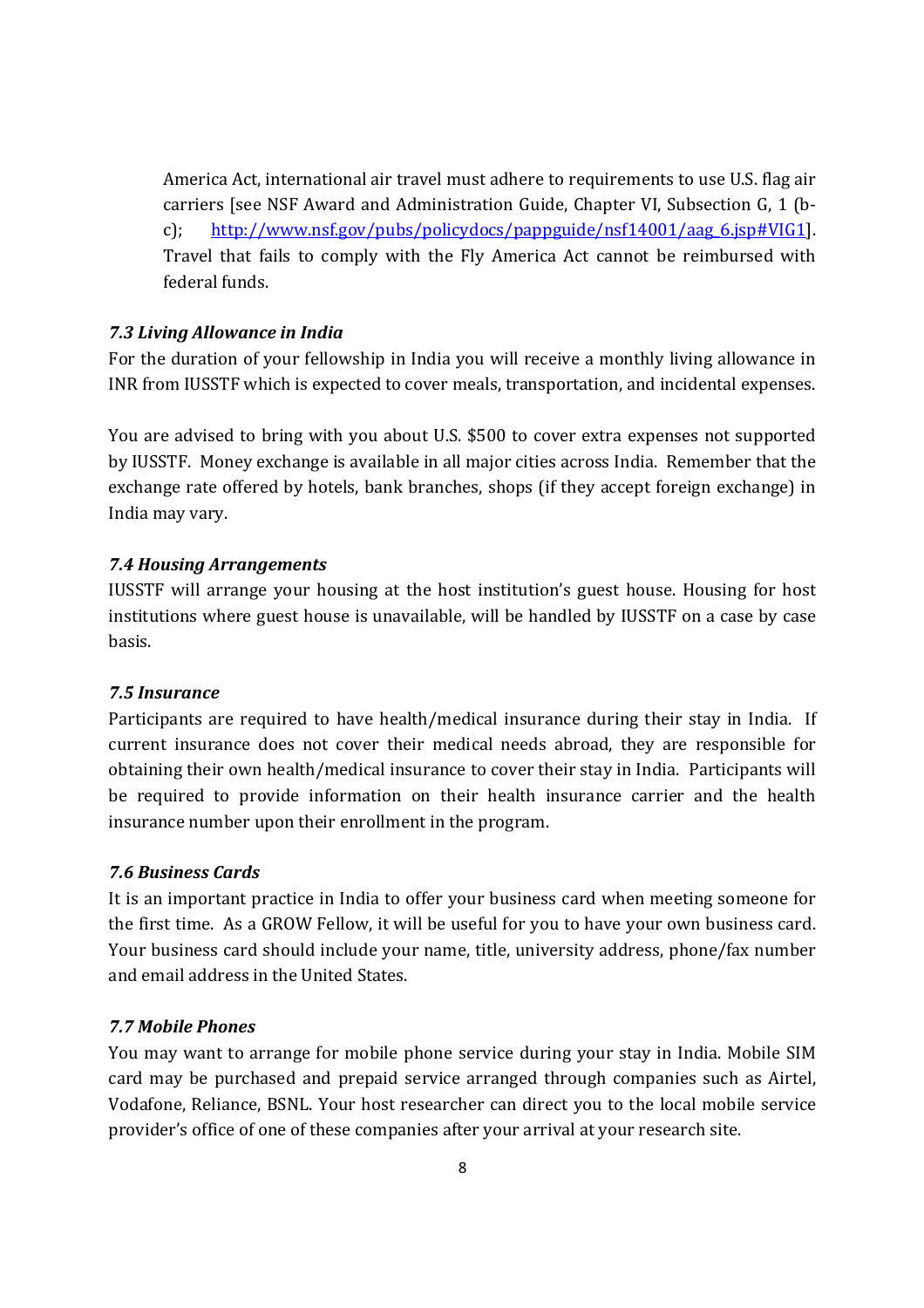America Act, international air travel must adhere to requirements to use U.S. flag air carriers [see NSF Award and Administration Guide, Chapter VI, Subsection G, 1 (b-c); [http://www.nsf.gov/pubs/policydocs/pappguide/nsf14001/aag_6.jsp#VIG1](http://www.nsf.gov/pubs/policydocs/pappguide/nsf14001/aag_6.jsp#VIG1)]. Travel that fails to comply with the Fly America Act cannot be reimbursed with federal funds.

### *7.3 Living Allowance in India*

For the duration of your fellowship in India you will receive a monthly living allowance in INR from IUSSTF which is expected to cover meals, transportation, and incidental expenses.

You are advised to bring with you about U.S. $500 to cover extra expenses not supported by IUSSTF. Money exchange is available in all major cities across India. Remember that the exchange rate offered by hotels, bank branches, shops (if they accept foreign exchange) in India may vary.

### *7.4 Housing Arrangements*

IUSSTF will arrange your housing at the host institution's guest house. Housing for host institutions where guest house is unavailable, will be handled by IUSSTF on a case by case basis.

### *7.5 Insurance*

Participants are required to have health/medical insurance during their stay in India. If current insurance does not cover their medical needs abroad, they are responsible for obtaining their own health/medical insurance to cover their stay in India. Participants will be required to provide information on their health insurance carrier and the health insurance number upon their enrollment in the program.

### *7.6 Business Cards*

It is an important practice in India to offer your business card when meeting someone for the first time. As a GROW Fellow, it will be useful for you to have your own business card. Your business card should include your name, title, university address, phone/fax number and email address in the United States.

### *7.7 Mobile Phones*

You may want to arrange for mobile phone service during your stay in India. Mobile SIM card may be purchased and prepaid service arranged through companies such as Airtel, Vodafone, Reliance, BSNL. Your host researcher can direct you to the local mobile service provider's office of one of these companies after your arrival at your research site.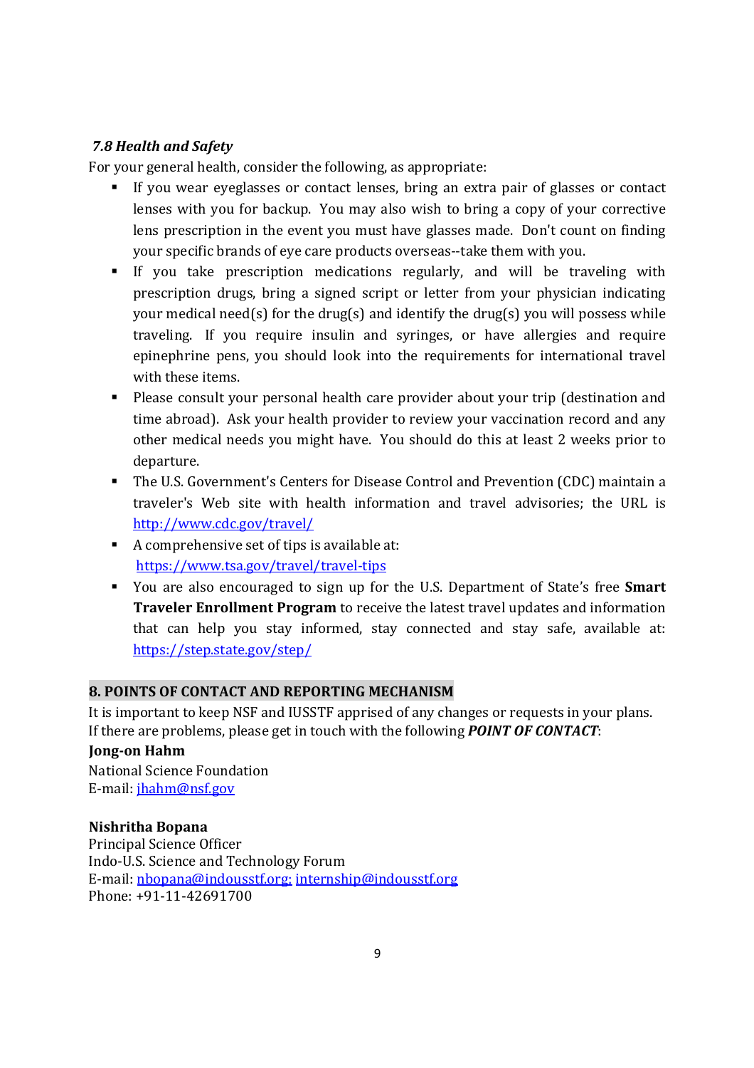### *7.8 Health and Safety*

For your general health, consider the following, as appropriate:

- If you wear eyeglasses or contact lenses, bring an extra pair of glasses or contact lenses with you for backup. You may also wish to bring a copy of your corrective lens prescription in the event you must have glasses made. Don't count on finding your specific brands of eye care products overseas--take them with you.
- If you take prescription medications regularly, and will be traveling with prescription drugs, bring a signed script or letter from your physician indicating your medical need(s) for the drug(s) and identify the drug(s) you will possess while traveling. If you require insulin and syringes, or have allergies and require epinephrine pens, you should look into the requirements for international travel with these items.
- Please consult your personal health care provider about your trip (destination and time abroad). Ask your health provider to review your vaccination record and any other medical needs you might have. You should do this at least 2 weeks prior to departure.
- The U.S. Government's Centers for Disease Control and Prevention (CDC) maintain a traveler's Web site with health information and travel advisories; the URL is http://www.cdc.gov/travel/
- A comprehensive set of tips is available at: https://www.tsa.gov/travel/travel-tips
- You are also encouraged to sign up for the U.S. Department of State's free **Smart Traveler Enrollment Program** to receive the latest travel updates and information that can help you stay informed, stay connected and stay safe, available at: https://step.state.gov/step/

## 8. POINTS OF CONTACT AND REPORTING MECHANISM

It is important to keep NSF and IUSSTF apprised of any changes or requests in your plans. If there are problems, please get in touch with the following ***POINT OF CONTACT***:

**Jong-on Hahm**
National Science Foundation
E-mail: jhahm@nsf.gov

**Nishritha Bopana**
Principal Science Officer
Indo-U.S. Science and Technology Forum
E-mail: nbopana@indousstf.org; internship@indousstf.org
Phone: +91-11-42691700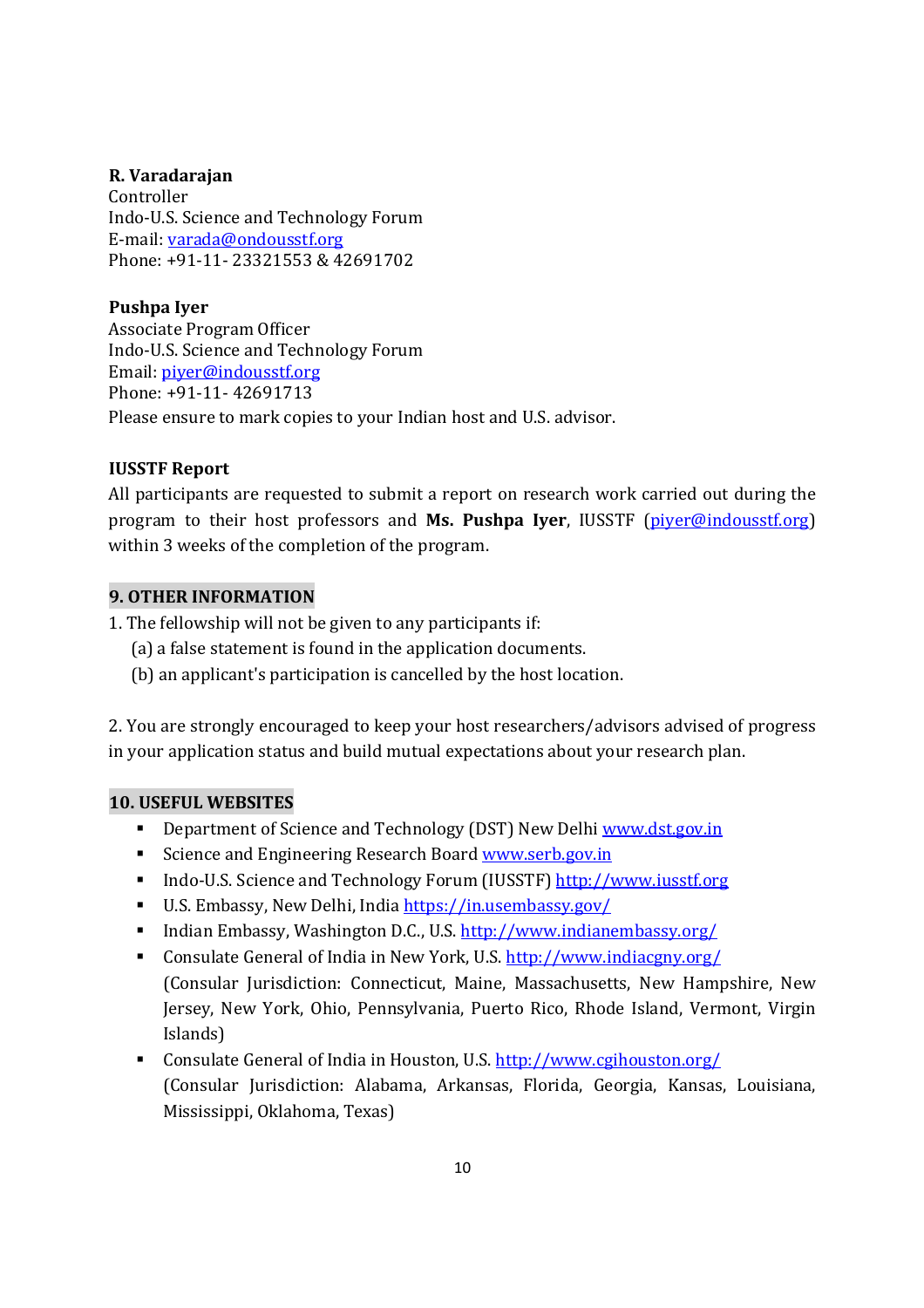**R. Varadarajan**
Controller
Indo-U.S. Science and Technology Forum
E-mail: varada@ondousstf.org
Phone: +91-11- 23321553 & 42691702

**Pushpa Iyer**
Associate Program Officer
Indo-U.S. Science and Technology Forum
Email: piyer@indousstf.org
Phone: +91-11- 42691713
Please ensure to mark copies to your Indian host and U.S. advisor.

**IUSSTF Report**

All participants are requested to submit a report on research work carried out during the program to their host professors and **Ms. Pushpa Iyer**, IUSSTF (piyer@indousstf.org) within 3 weeks of the completion of the program.

## 9. OTHER INFORMATION

1. The fellowship will not be given to any participants if:
   (a) a false statement is found in the application documents.
   (b) an applicant's participation is cancelled by the host location.

2. You are strongly encouraged to keep your host researchers/advisors advised of progress in your application status and build mutual expectations about your research plan.

## 10. USEFUL WEBSITES

- Department of Science and Technology (DST) New Delhi www.dst.gov.in
- Science and Engineering Research Board www.serb.gov.in
- Indo-U.S. Science and Technology Forum (IUSSTF) http://www.iusstf.org
- U.S. Embassy, New Delhi, India https://in.usembassy.gov/
- Indian Embassy, Washington D.C., U.S. http://www.indianembassy.org/
- Consulate General of India in New York, U.S. http://www.indiacgny.org/
  (Consular Jurisdiction: Connecticut, Maine, Massachusetts, New Hampshire, New Jersey, New York, Ohio, Pennsylvania, Puerto Rico, Rhode Island, Vermont, Virgin Islands)
- Consulate General of India in Houston, U.S. http://www.cgihouston.org/
  (Consular Jurisdiction: Alabama, Arkansas, Florida, Georgia, Kansas, Louisiana, Mississippi, Oklahoma, Texas)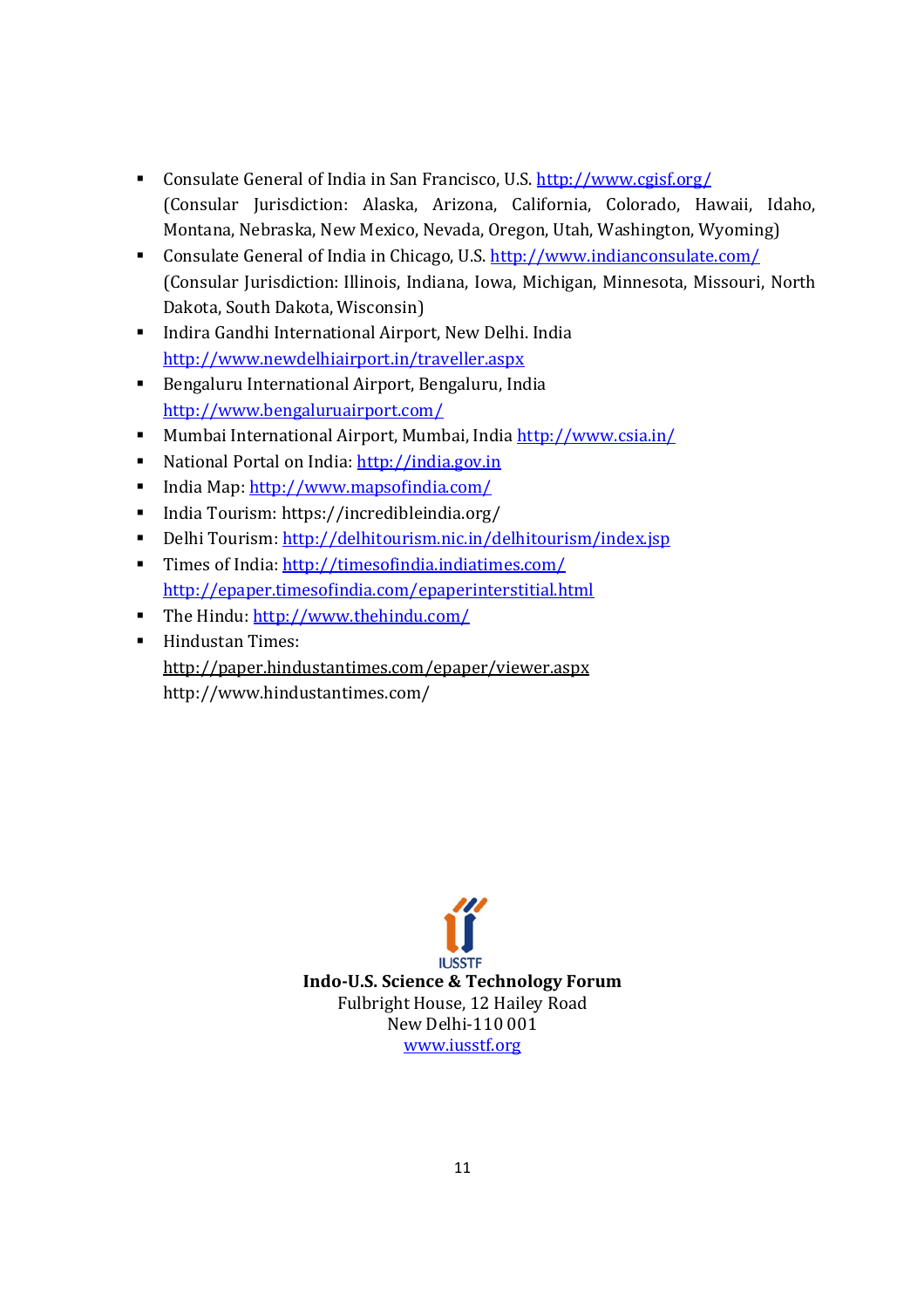- Consulate General of India in San Francisco, U.S. http://www.cgisf.org/ (Consular Jurisdiction: Alaska, Arizona, California, Colorado, Hawaii, Idaho, Montana, Nebraska, New Mexico, Nevada, Oregon, Utah, Washington, Wyoming)
- Consulate General of India in Chicago, U.S. http://www.indianconsulate.com/ (Consular Jurisdiction: Illinois, Indiana, Iowa, Michigan, Minnesota, Missouri, North Dakota, South Dakota, Wisconsin)
- Indira Gandhi International Airport, New Delhi. India http://www.newdelhiairport.in/traveller.aspx
- Bengaluru International Airport, Bengaluru, India http://www.bengaluruairport.com/
- Mumbai International Airport, Mumbai, India http://www.csia.in/
- National Portal on India: http://india.gov.in
- India Map: http://www.mapsofindia.com/
- India Tourism: https://incredibleindia.org/
- Delhi Tourism: http://delhitourism.nic.in/delhitourism/index.jsp
- Times of India: http://timesofindia.indiatimes.com/ http://epaper.timesofindia.com/epaperinterstitial.html
- The Hindu: http://www.thehindu.com/
- Hindustan Times: http://paper.hindustantimes.com/epaper/viewer.aspx http://www.hindustantimes.com/

IUSSTF

**Indo-U.S. Science & Technology Forum**
Fulbright House, 12 Hailey Road
New Delhi-110 001
www.iusstf.org